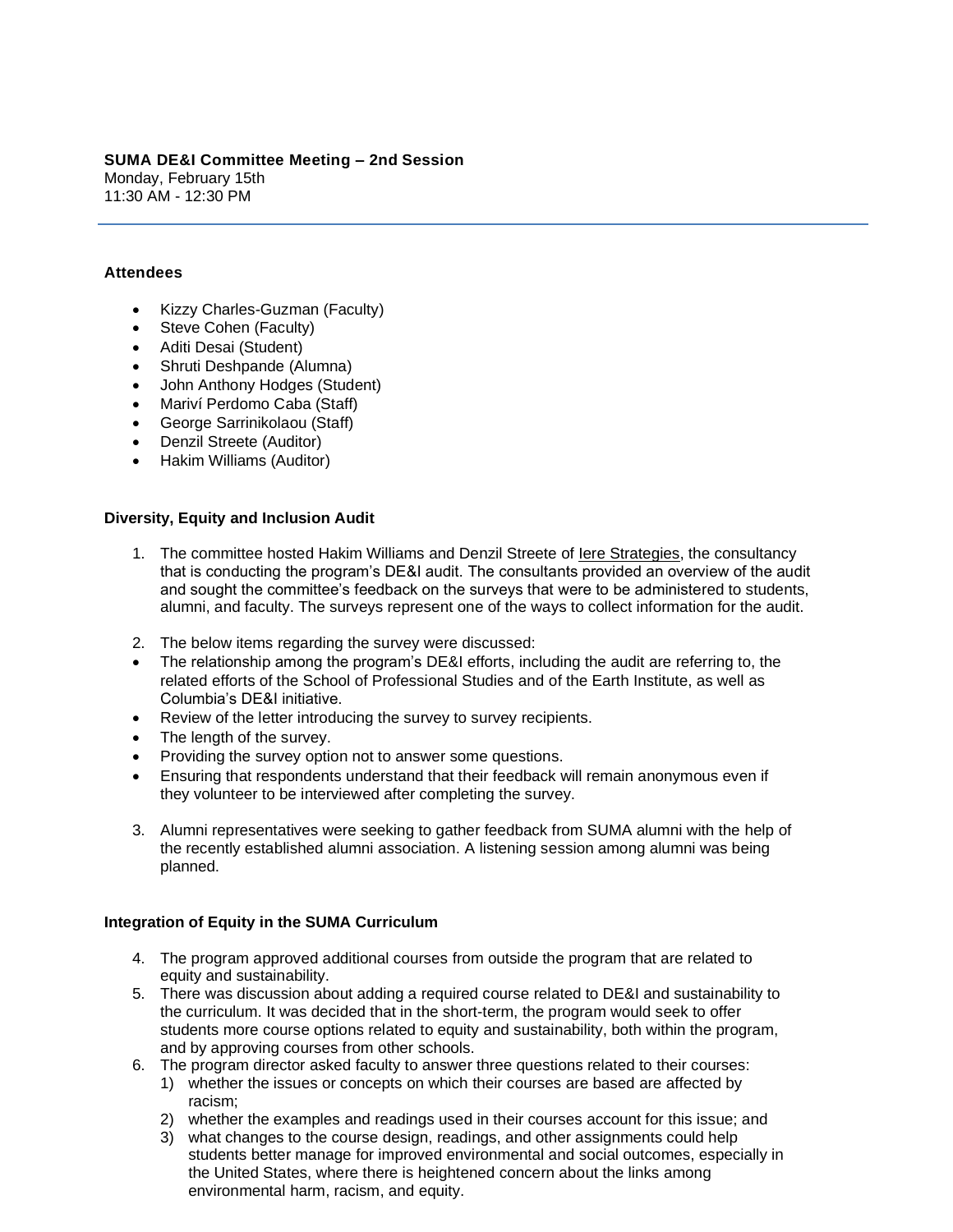**SUMA DE&I Committee Meeting – 2nd Session**
Monday, February 15th
11:30 AM - 12:30 PM

---

**Attendees**

- Kizzy Charles-Guzman (Faculty)
- Steve Cohen (Faculty)
- Aditi Desai (Student)
- Shruti Deshpande (Alumna)
- John Anthony Hodges (Student)
- Mariví Perdomo Caba (Staff)
- George Sarrinikolaou (Staff)
- Denzil Streete (Auditor)
- Hakim Williams (Auditor)

**Diversity, Equity and Inclusion Audit**

1. The committee hosted Hakim Williams and Denzil Streete of Iere Strategies, the consultancy that is conducting the program's DE&I audit. The consultants provided an overview of the audit and sought the committee's feedback on the surveys that were to be administered to students, alumni, and faculty. The surveys represent one of the ways to collect information for the audit.

2. The below items regarding the survey were discussed:

- The relationship among the program's DE&I efforts, including the audit are referring to, the related efforts of the School of Professional Studies and of the Earth Institute, as well as Columbia's DE&I initiative.
- Review of the letter introducing the survey to survey recipients.
- The length of the survey.
- Providing the survey option not to answer some questions.
- Ensuring that respondents understand that their feedback will remain anonymous even if they volunteer to be interviewed after completing the survey.

3. Alumni representatives were seeking to gather feedback from SUMA alumni with the help of the recently established alumni association. A listening session among alumni was being planned.

**Integration of Equity in the SUMA Curriculum**

4. The program approved additional courses from outside the program that are related to equity and sustainability.
5. There was discussion about adding a required course related to DE&I and sustainability to the curriculum. It was decided that in the short-term, the program would seek to offer students more course options related to equity and sustainability, both within the program, and by approving courses from other schools.
6. The program director asked faculty to answer three questions related to their courses:
   1) whether the issues or concepts on which their courses are based are affected by racism;
   2) whether the examples and readings used in their courses account for this issue; and
   3) what changes to the course design, readings, and other assignments could help students better manage for improved environmental and social outcomes, especially in the United States, where there is heightened concern about the links among environmental harm, racism, and equity.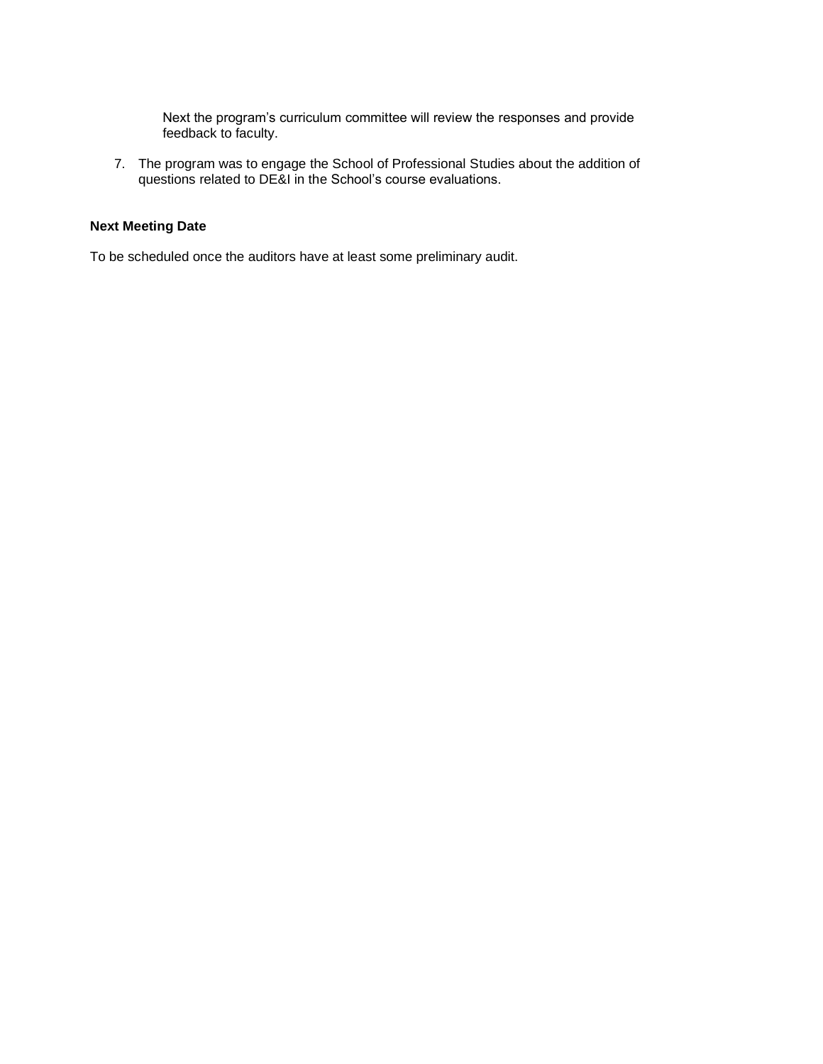Next the program's curriculum committee will review the responses and provide feedback to faculty.

7. The program was to engage the School of Professional Studies about the addition of questions related to DE&I in the School's course evaluations.

**Next Meeting Date**

To be scheduled once the auditors have at least some preliminary audit.